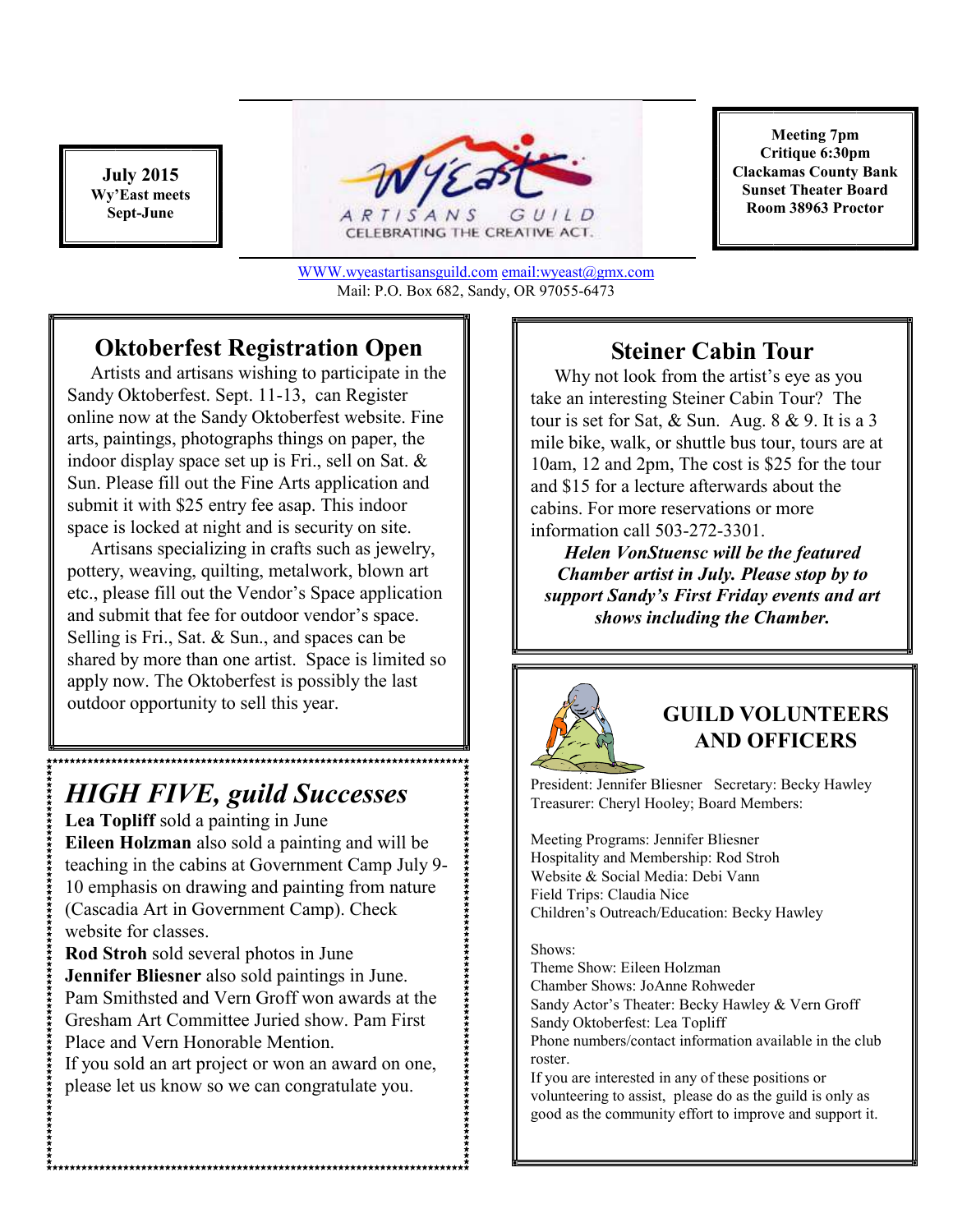**July 2015**
**Wy'East meets Sept-June**

Wy'East ARTISANS GUILD
CELEBRATING THE CREATIVE ACT.

**Meeting 7pm**
**Critique 6:30pm**
**Clackamas County Bank Sunset Theater Board Room 38963 Proctor**

WWW.wyeastartisansguild.com email:wyeast@gmx.com
Mail: P.O. Box 682, Sandy, OR 97055-6473

## Oktoberfest Registration Open

Artists and artisans wishing to participate in the Sandy Oktoberfest. Sept. 11-13, can Register online now at the Sandy Oktoberfest website. Fine arts, paintings, photographs things on paper, the indoor display space set up is Fri., sell on Sat. & Sun. Please fill out the Fine Arts application and submit it with $25 entry fee asap. This indoor space is locked at night and is security on site.

Artisans specializing in crafts such as jewelry, pottery, weaving, quilting, metalwork, blown art etc., please fill out the Vendor's Space application and submit that fee for outdoor vendor's space. Selling is Fri., Sat. & Sun., and spaces can be shared by more than one artist. Space is limited so apply now. The Oktoberfest is possibly the last outdoor opportunity to sell this year.

## *HIGH FIVE, guild Successes*

**Lea Topliff** sold a painting in June
**Eileen Holzman** also sold a painting and will be teaching in the cabins at Government Camp July 9-10 emphasis on drawing and painting from nature (Cascadia Art in Government Camp). Check website for classes.
**Rod Stroh** sold several photos in June
**Jennifer Bliesner** also sold paintings in June.
Pam Smithsted and Vern Groff won awards at the Gresham Art Committee Juried show. Pam First Place and Vern Honorable Mention.
If you sold an art project or won an award on one, please let us know so we can congratulate you.

## Steiner Cabin Tour

Why not look from the artist's eye as you take an interesting Steiner Cabin Tour? The tour is set for Sat, & Sun. Aug. 8 & 9. It is a 3 mile bike, walk, or shuttle bus tour, tours are at 10am, 12 and 2pm, The cost is $25 for the tour and $15 for a lecture afterwards about the cabins. For more reservations or more information call 503-272-3301.

***Helen VonStuensc will be the featured Chamber artist in July. Please stop by to support Sandy's First Friday events and art shows including the Chamber.***

## GUILD VOLUNTEERS AND OFFICERS

President: Jennifer Bliesner Secretary: Becky Hawley
Treasurer: Cheryl Hooley; Board Members:

Meeting Programs: Jennifer Bliesner
Hospitality and Membership: Rod Stroh
Website & Social Media: Debi Vann
Field Trips: Claudia Nice
Children's Outreach/Education: Becky Hawley

Shows:
Theme Show: Eileen Holzman
Chamber Shows: JoAnne Rohweder
Sandy Actor's Theater: Becky Hawley & Vern Groff
Sandy Oktoberfest: Lea Topliff
Phone numbers/contact information available in the club roster.
If you are interested in any of these positions or volunteering to assist, please do as the guild is only as good as the community effort to improve and support it.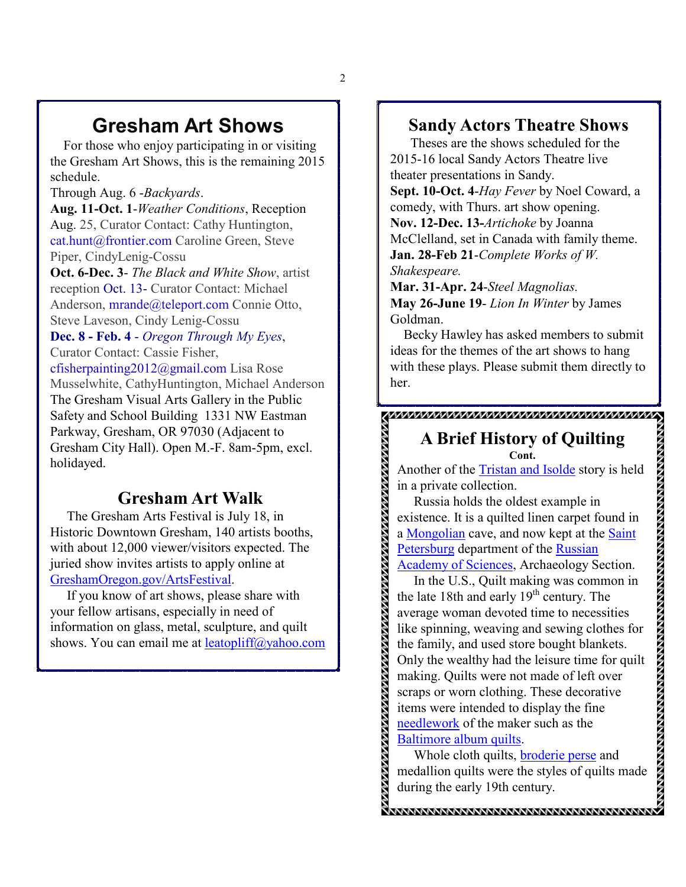# Gresham Art Shows

For those who enjoy participating in or visiting the Gresham Art Shows, this is the remaining 2015 schedule.

Through Aug. 6 -*Backyards*.

**Aug. 11-Oct. 1**-*Weather Conditions*, Reception Aug. 25, Curator Contact: Cathy Huntington, cat.hunt@frontier.com Caroline Green, Steve Piper, CindyLenig-Cossu

**Oct. 6-Dec. 3**- *The Black and White Show*, artist reception Oct. 13- Curator Contact: Michael Anderson, mrande@teleport.com Connie Otto, Steve Laveson, Cindy Lenig-Cossu

**Dec. 8 - Feb. 4** - *Oregon Through My Eyes*, Curator Contact: Cassie Fisher, cfisherpainting2012@gmail.com Lisa Rose Musselwhite, CathyHuntington, Michael Anderson

The Gresham Visual Arts Gallery in the Public Safety and School Building 1331 NW Eastman Parkway, Gresham, OR 97030 (Adjacent to Gresham City Hall). Open M.-F. 8am-5pm, excl. holidayed.

## Gresham Art Walk

The Gresham Arts Festival is July 18, in Historic Downtown Gresham, 140 artists booths, with about 12,000 viewer/visitors expected. The juried show invites artists to apply online at GreshamOregon.gov/ArtsFestival.

If you know of art shows, please share with your fellow artisans, especially in need of information on glass, metal, sculpture, and quilt shows. You can email me at leatopliff@yahoo.com

## Sandy Actors Theatre Shows

Theses are the shows scheduled for the 2015-16 local Sandy Actors Theatre live theater presentations in Sandy.

**Sept. 10-Oct. 4**-*Hay Fever* by Noel Coward, a comedy, with Thurs. art show opening.

**Nov. 12-Dec. 13**-*Artichoke* by Joanna McClelland, set in Canada with family theme.

**Jan. 28-Feb 21**-*Complete Works of W. Shakespeare.*

**Mar. 31-Apr. 24**-*Steel Magnolias.*

**May 26-June 19**- *Lion In Winter* by James Goldman.

Becky Hawley has asked members to submit ideas for the themes of the art shows to hang with these plays. Please submit them directly to her.

## A Brief History of Quilting

**Cont.**

Another of the Tristan and Isolde story is held in a private collection.

Russia holds the oldest example in existence. It is a quilted linen carpet found in a Mongolian cave, and now kept at the Saint Petersburg department of the Russian Academy of Sciences, Archaeology Section.

In the U.S., Quilt making was common in the late 18th and early 19th century. The average woman devoted time to necessities like spinning, weaving and sewing clothes for the family, and used store bought blankets. Only the wealthy had the leisure time for quilt making. Quilts were not made of left over scraps or worn clothing. These decorative items were intended to display the fine needlework of the maker such as the Baltimore album quilts.

Whole cloth quilts, broderie perse and medallion quilts were the styles of quilts made during the early 19th century.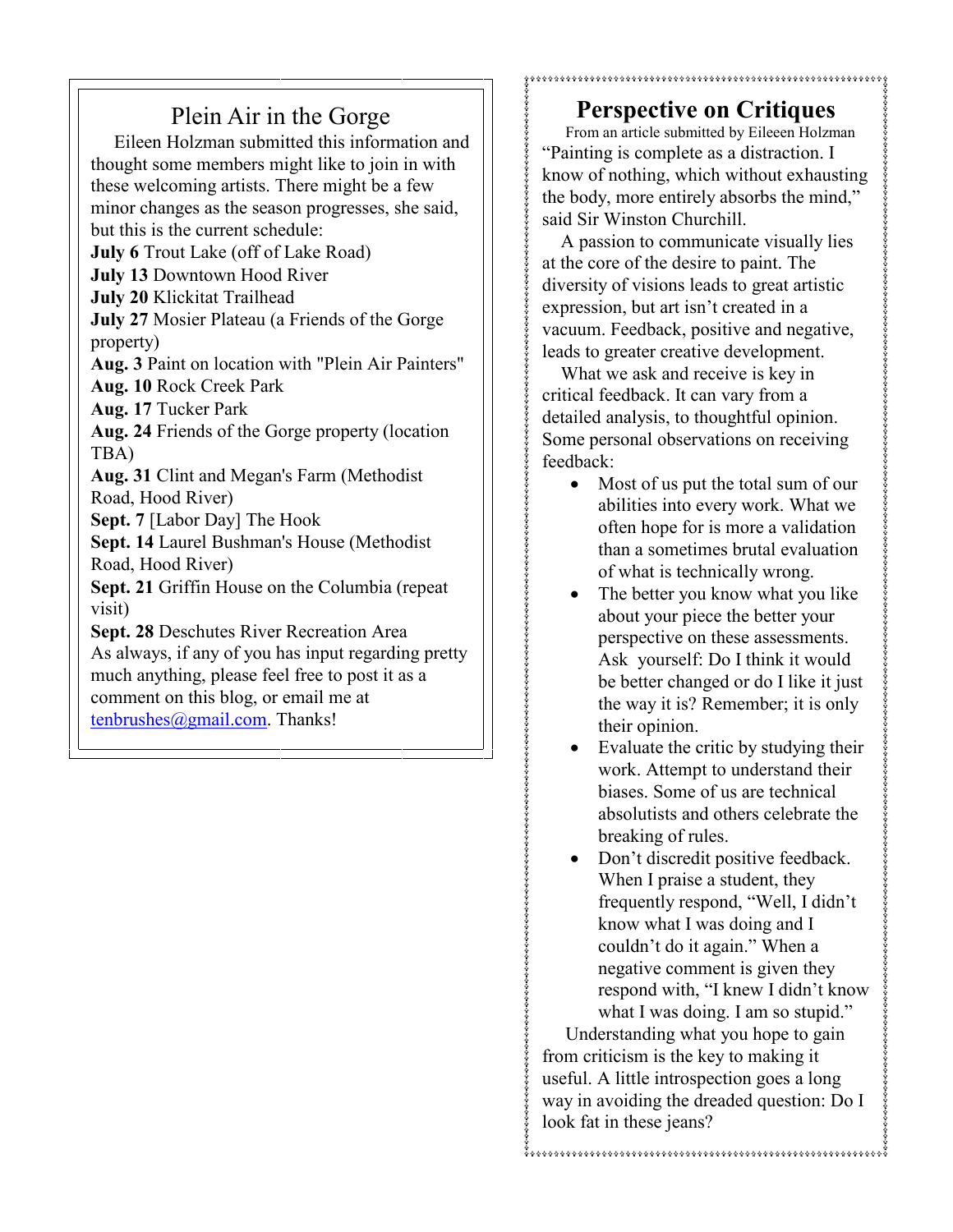## Plein Air in the Gorge

Eileen Holzman submitted this information and thought some members might like to join in with these welcoming artists. There might be a few minor changes as the season progresses, she said, but this is the current schedule:

**July 6** Trout Lake (off of Lake Road)
**July 13** Downtown Hood River
**July 20** Klickitat Trailhead
**July 27** Mosier Plateau (a Friends of the Gorge property)
**Aug. 3** Paint on location with "Plein Air Painters"
**Aug. 10** Rock Creek Park
**Aug. 17** Tucker Park
**Aug. 24** Friends of the Gorge property (location TBA)
**Aug. 31** Clint and Megan's Farm (Methodist Road, Hood River)
**Sept. 7** [Labor Day] The Hook
**Sept. 14** Laurel Bushman's House (Methodist Road, Hood River)
**Sept. 21** Griffin House on the Columbia (repeat visit)
**Sept. 28** Deschutes River Recreation Area

As always, if any of you has input regarding pretty much anything, please feel free to post it as a comment on this blog, or email me at tenbrushes@gmail.com. Thanks!

## Perspective on Critiques

From an article submitted by Eileeen Holzman

"Painting is complete as a distraction. I know of nothing, which without exhausting the body, more entirely absorbs the mind," said Sir Winston Churchill.

A passion to communicate visually lies at the core of the desire to paint. The diversity of visions leads to great artistic expression, but art isn't created in a vacuum. Feedback, positive and negative, leads to greater creative development.

What we ask and receive is key in critical feedback. It can vary from a detailed analysis, to thoughtful opinion. Some personal observations on receiving feedback:

- Most of us put the total sum of our abilities into every work. What we often hope for is more a validation than a sometimes brutal evaluation of what is technically wrong.
- The better you know what you like about your piece the better your perspective on these assessments. Ask yourself: Do I think it would be better changed or do I like it just the way it is? Remember; it is only their opinion.
- Evaluate the critic by studying their work. Attempt to understand their biases. Some of us are technical absolutists and others celebrate the breaking of rules.
- Don't discredit positive feedback. When I praise a student, they frequently respond, "Well, I didn't know what I was doing and I couldn't do it again." When a negative comment is given they respond with, "I knew I didn't know what I was doing. I am so stupid."

Understanding what you hope to gain from criticism is the key to making it useful. A little introspection goes a long way in avoiding the dreaded question: Do I look fat in these jeans?